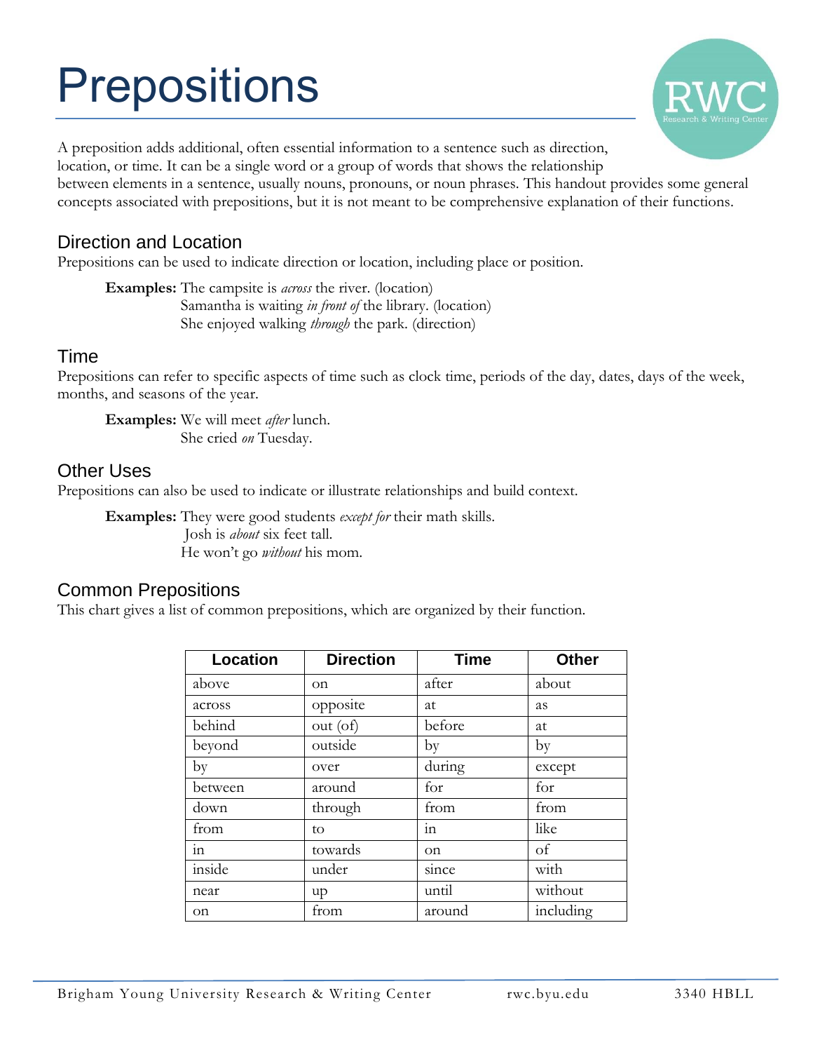# Prepositions

A preposition adds additional, often essential information to a sentence such as direction, location, or time. It can be a single word or a group of words that shows the relationship between elements in a sentence, usually nouns, pronouns, or noun phrases. This handout provides some general concepts associated with prepositions, but it is not meant to be comprehensive explanation of their functions.

## Direction and Location

Prepositions can be used to indicate direction or location, including place or position.

**Examples:** The campsite is *across* the river. (location)
Samantha is waiting *in front of* the library. (location)
She enjoyed walking *through* the park. (direction)

## Time

Prepositions can refer to specific aspects of time such as clock time, periods of the day, dates, days of the week, months, and seasons of the year.

**Examples:** We will meet *after* lunch.
She cried *on* Tuesday.

## Other Uses

Prepositions can also be used to indicate or illustrate relationships and build context.

**Examples:** They were good students *except for* their math skills.
Josh is *about* six feet tall.
He won't go *without* his mom.

## Common Prepositions

This chart gives a list of common prepositions, which are organized by their function.

| Location | Direction | Time | Other |
|---|---|---|---|
| above | on | after | about |
| across | opposite | at | as |
| behind | out (of) | before | at |
| beyond | outside | by | by |
| by | over | during | except |
| between | around | for | for |
| down | through | from | from |
| from | to | in | like |
| in | towards | on | of |
| inside | under | since | with |
| near | up | until | without |
| on | from | around | including |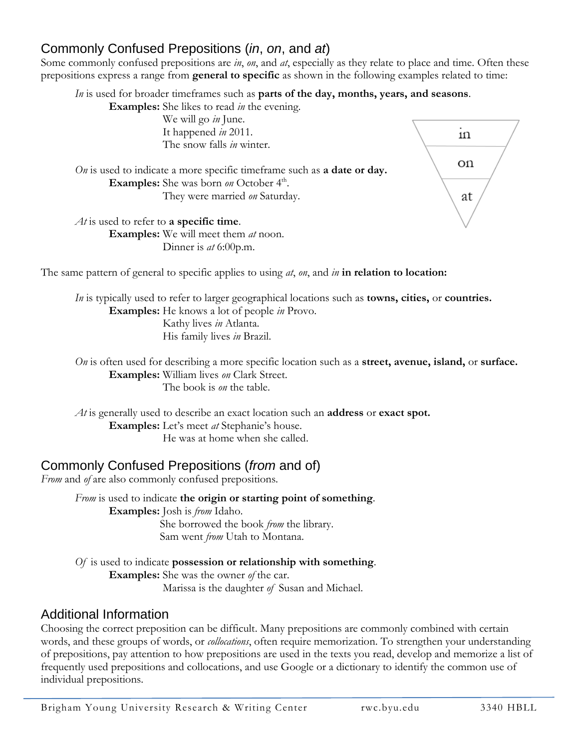## Commonly Confused Prepositions (*in*, *on*, and *at*)

Some commonly confused prepositions are *in*, *on*, and *at*, especially as they relate to place and time. Often these prepositions express a range from **general to specific** as shown in the following examples related to time:

in
on
at

*In* is used for broader timeframes such as **parts of the day, months, years, and seasons**.

**Examples:** She likes to read *in* the evening.
We will go *in* June.
It happened *in* 2011.
The snow falls *in* winter.

*On* is used to indicate a more specific timeframe such as **a date or day.**

**Examples:** She was born *on* October 4th.
They were married *on* Saturday.

*At* is used to refer to **a specific time**.

**Examples:** We will meet them *at* noon.
Dinner is *at* 6:00p.m.

The same pattern of general to specific applies to using *at*, *on*, and *in* **in relation to location:**

*In* is typically used to refer to larger geographical locations such as **towns, cities,** or **countries.**

**Examples:** He knows a lot of people *in* Provo.
Kathy lives *in* Atlanta.
His family lives *in* Brazil.

*On* is often used for describing a more specific location such as a **street, avenue, island,** or **surface.**

**Examples:** William lives *on* Clark Street.
The book is *on* the table.

*At* is generally used to describe an exact location such an **address** or **exact spot.**

**Examples:** Let's meet *at* Stephanie's house.
He was at home when she called.

## Commonly Confused Prepositions (*from* and of)

*From* and *of* are also commonly confused prepositions.

*From* is used to indicate **the origin or starting point of something**.

**Examples:** Josh is *from* Idaho.
She borrowed the book *from* the library.
Sam went *from* Utah to Montana.

*Of* is used to indicate **possession or relationship with something**.

**Examples:** She was the owner *of* the car.
Marissa is the daughter *of* Susan and Michael.

## Additional Information

Choosing the correct preposition can be difficult. Many prepositions are commonly combined with certain words, and these groups of words, or *collocations*, often require memorization. To strengthen your understanding of prepositions, pay attention to how prepositions are used in the texts you read, develop and memorize a list of frequently used prepositions and collocations, and use Google or a dictionary to identify the common use of individual prepositions.